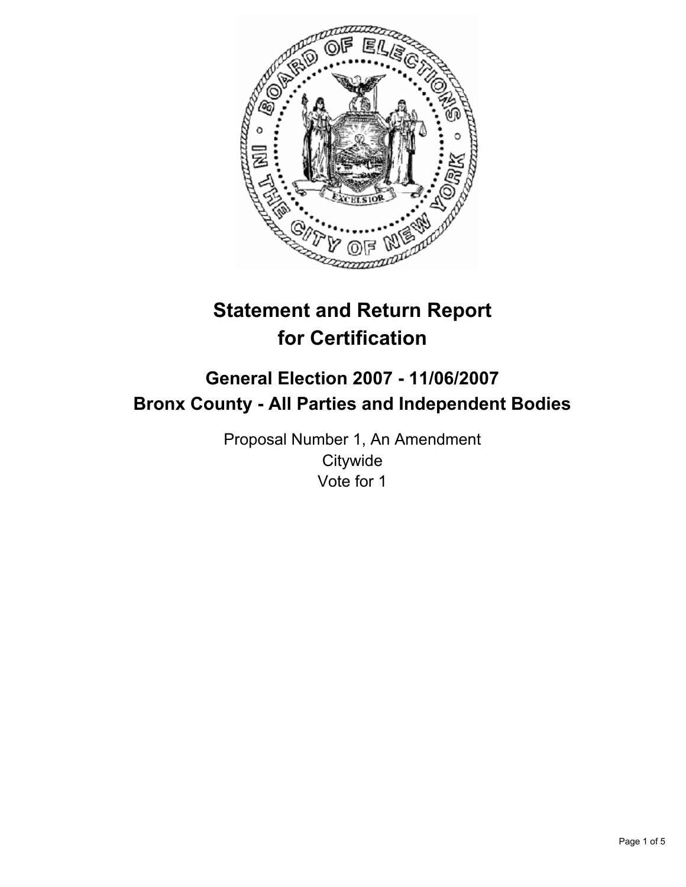# Statement and Return Report for Certification

## General Election 2007 - 11/06/2007
## Bronx County - All Parties and Independent Bodies

Proposal Number 1, An Amendment
Citywide
Vote for 1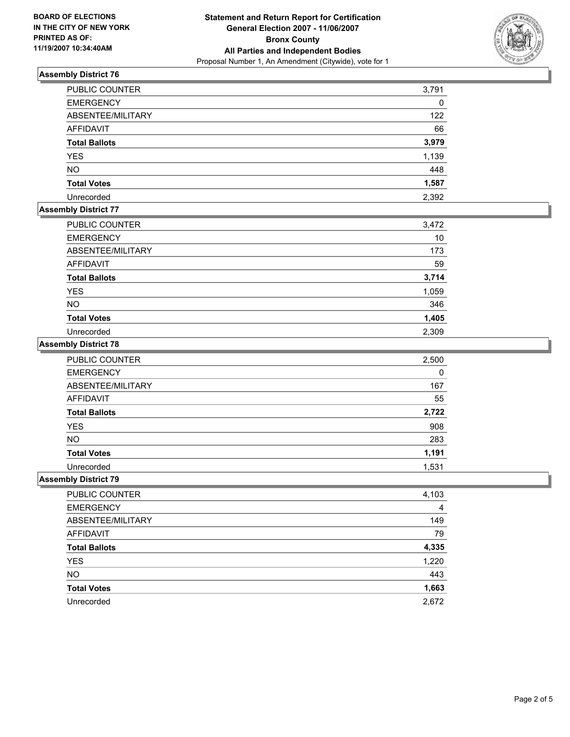**BOARD OF ELECTIONS IN THE CITY OF NEW YORK PRINTED AS OF: 11/19/2007 10:34:40AM**

# Statement and Return Report for Certification
## General Election 2007 - 11/06/2007
## Bronx County
## All Parties and Independent Bodies
Proposal Number 1, An Amendment (Citywide), vote for 1

### Assembly District 76

| | |
|---|---|
| PUBLIC COUNTER | 3,791 |
| EMERGENCY | 0 |
| ABSENTEE/MILITARY | 122 |
| AFFIDAVIT | 66 |
| **Total Ballots** | **3,979** |
| YES | 1,139 |
| NO | 448 |
| **Total Votes** | **1,587** |
| Unrecorded | 2,392 |

### Assembly District 77

| | |
|---|---|
| PUBLIC COUNTER | 3,472 |
| EMERGENCY | 10 |
| ABSENTEE/MILITARY | 173 |
| AFFIDAVIT | 59 |
| **Total Ballots** | **3,714** |
| YES | 1,059 |
| NO | 346 |
| **Total Votes** | **1,405** |
| Unrecorded | 2,309 |

### Assembly District 78

| | |
|---|---|
| PUBLIC COUNTER | 2,500 |
| EMERGENCY | 0 |
| ABSENTEE/MILITARY | 167 |
| AFFIDAVIT | 55 |
| **Total Ballots** | **2,722** |
| YES | 908 |
| NO | 283 |
| **Total Votes** | **1,191** |
| Unrecorded | 1,531 |

### Assembly District 79

| | |
|---|---|
| PUBLIC COUNTER | 4,103 |
| EMERGENCY | 4 |
| ABSENTEE/MILITARY | 149 |
| AFFIDAVIT | 79 |
| **Total Ballots** | **4,335** |
| YES | 1,220 |
| NO | 443 |
| **Total Votes** | **1,663** |
| Unrecorded | 2,672 |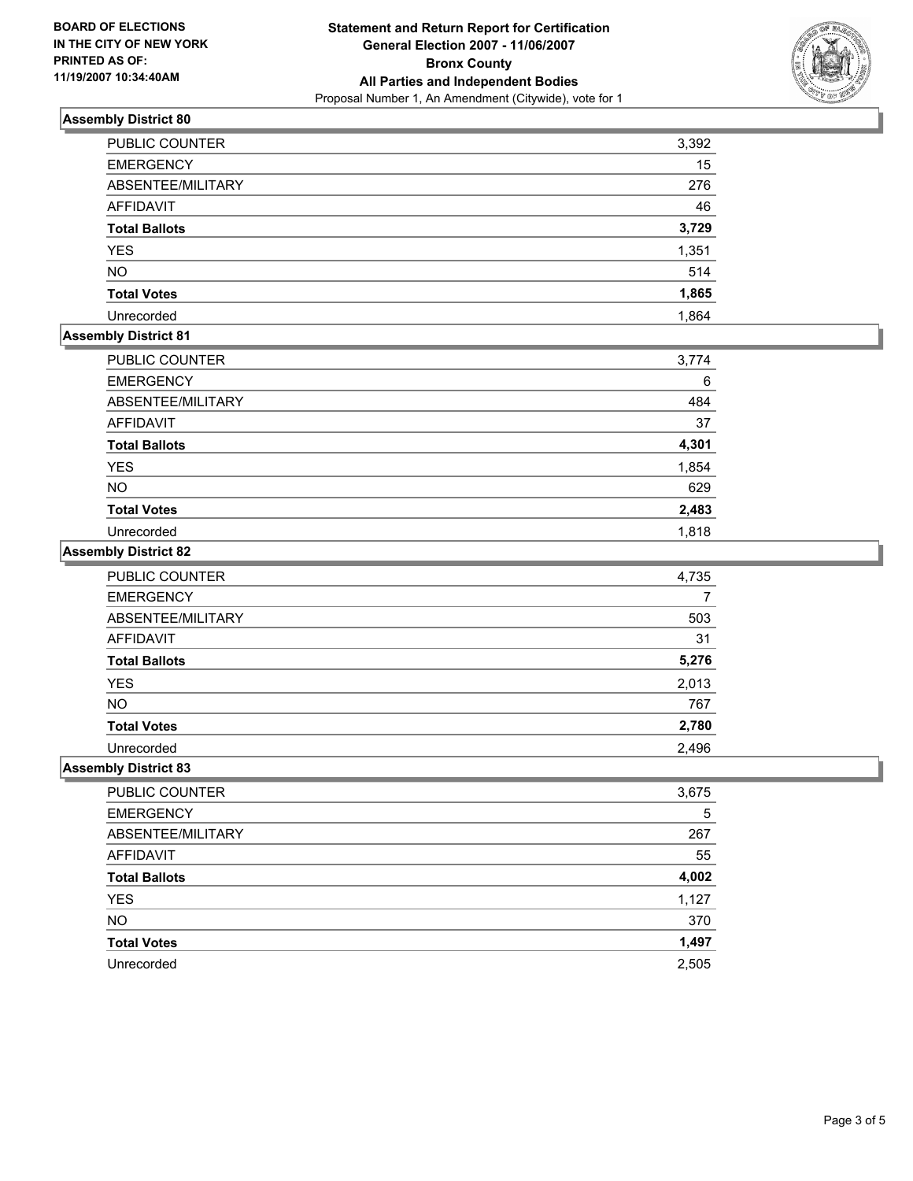**BOARD OF ELECTIONS IN THE CITY OF NEW YORK PRINTED AS OF: 11/19/2007 10:34:40AM**

# Statement and Return Report for Certification
## General Election 2007 - 11/06/2007
## Bronx County
## All Parties and Independent Bodies
Proposal Number 1, An Amendment (Citywide), vote for 1

### Assembly District 80

| | |
|---|---|
| PUBLIC COUNTER | 3,392 |
| EMERGENCY | 15 |
| ABSENTEE/MILITARY | 276 |
| AFFIDAVIT | 46 |
| **Total Ballots** | **3,729** |
| YES | 1,351 |
| NO | 514 |
| **Total Votes** | **1,865** |
| Unrecorded | 1,864 |

### Assembly District 81

| | |
|---|---|
| PUBLIC COUNTER | 3,774 |
| EMERGENCY | 6 |
| ABSENTEE/MILITARY | 484 |
| AFFIDAVIT | 37 |
| **Total Ballots** | **4,301** |
| YES | 1,854 |
| NO | 629 |
| **Total Votes** | **2,483** |
| Unrecorded | 1,818 |

### Assembly District 82

| | |
|---|---|
| PUBLIC COUNTER | 4,735 |
| EMERGENCY | 7 |
| ABSENTEE/MILITARY | 503 |
| AFFIDAVIT | 31 |
| **Total Ballots** | **5,276** |
| YES | 2,013 |
| NO | 767 |
| **Total Votes** | **2,780** |
| Unrecorded | 2,496 |

### Assembly District 83

| | |
|---|---|
| PUBLIC COUNTER | 3,675 |
| EMERGENCY | 5 |
| ABSENTEE/MILITARY | 267 |
| AFFIDAVIT | 55 |
| **Total Ballots** | **4,002** |
| YES | 1,127 |
| NO | 370 |
| **Total Votes** | **1,497** |
| Unrecorded | 2,505 |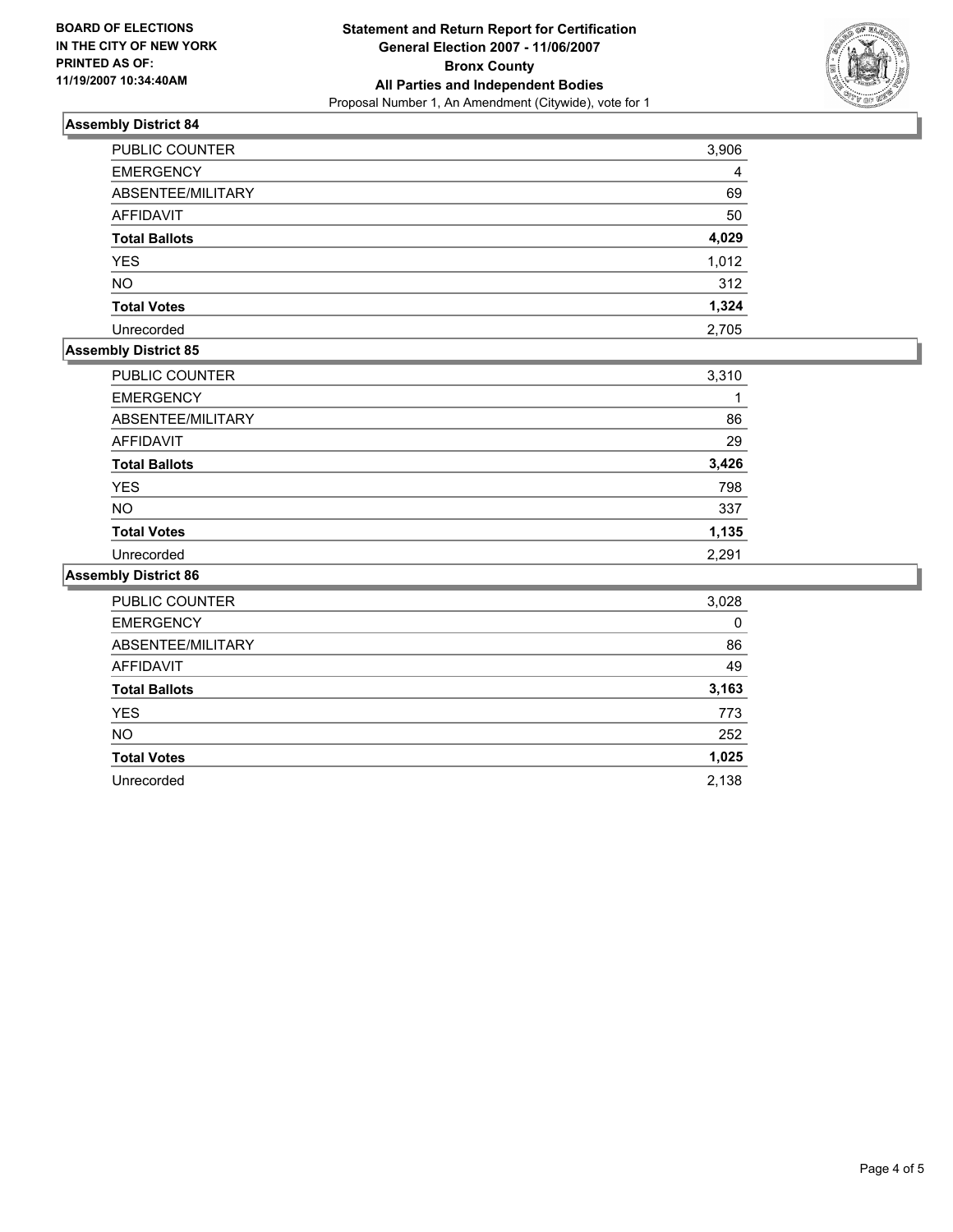BOARD OF ELECTIONS
IN THE CITY OF NEW YORK
PRINTED AS OF:
11/19/2007 10:34:40AM

**Statement and Return Report for Certification**
**General Election 2007 - 11/06/2007**
**Bronx County**
**All Parties and Independent Bodies**
Proposal Number 1, An Amendment (Citywide), vote for 1

## Assembly District 84

| | |
|---|---|
| PUBLIC COUNTER | 3,906 |
| EMERGENCY | 4 |
| ABSENTEE/MILITARY | 69 |
| AFFIDAVIT | 50 |
| **Total Ballots** | **4,029** |
| YES | 1,012 |
| NO | 312 |
| **Total Votes** | **1,324** |
| Unrecorded | 2,705 |

## Assembly District 85

| | |
|---|---|
| PUBLIC COUNTER | 3,310 |
| EMERGENCY | 1 |
| ABSENTEE/MILITARY | 86 |
| AFFIDAVIT | 29 |
| **Total Ballots** | **3,426** |
| YES | 798 |
| NO | 337 |
| **Total Votes** | **1,135** |
| Unrecorded | 2,291 |

## Assembly District 86

| | |
|---|---|
| PUBLIC COUNTER | 3,028 |
| EMERGENCY | 0 |
| ABSENTEE/MILITARY | 86 |
| AFFIDAVIT | 49 |
| **Total Ballots** | **3,163** |
| YES | 773 |
| NO | 252 |
| **Total Votes** | **1,025** |
| Unrecorded | 2,138 |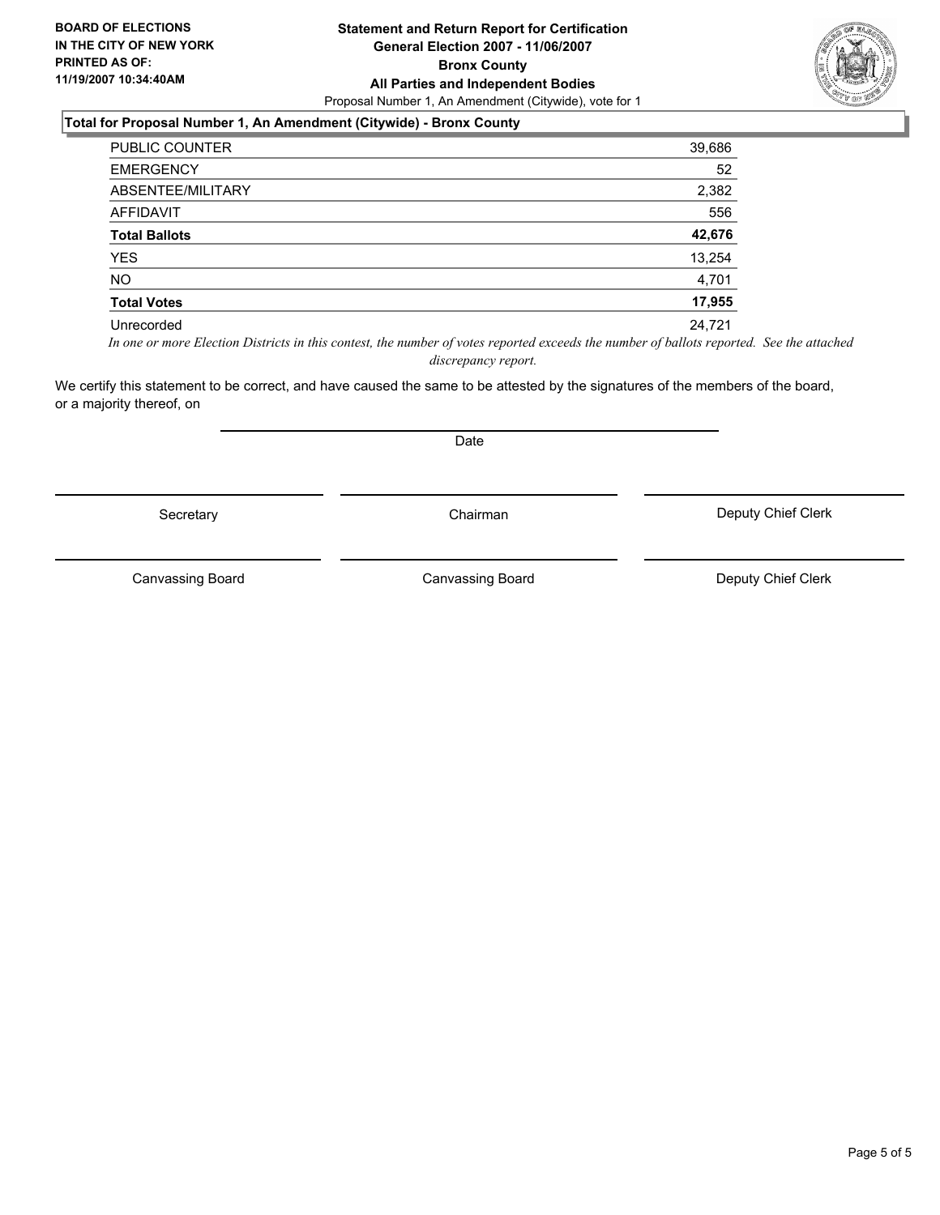**BOARD OF ELECTIONS IN THE CITY OF NEW YORK PRINTED AS OF: 11/19/2007 10:34:40AM**

**Statement and Return Report for Certification**
**General Election 2007 - 11/06/2007**
**Bronx County**
**All Parties and Independent Bodies**
Proposal Number 1, An Amendment (Citywide), vote for 1

### Total for Proposal Number 1, An Amendment (Citywide) - Bronx County

| | |
|---|---|
| PUBLIC COUNTER | 39,686 |
| EMERGENCY | 52 |
| ABSENTEE/MILITARY | 2,382 |
| AFFIDAVIT | 556 |
| **Total Ballots** | **42,676** |
| YES | 13,254 |
| NO | 4,701 |
| **Total Votes** | **17,955** |
| Unrecorded | 24,721 |

*In one or more Election Districts in this contest, the number of votes reported exceeds the number of ballots reported. See the attached discrepancy report.*

We certify this statement to be correct, and have caused the same to be attested by the signatures of the members of the board, or a majority thereof, on

Date

Secretary | Chairman | Deputy Chief Clerk

Canvassing Board | Canvassing Board | Deputy Chief Clerk